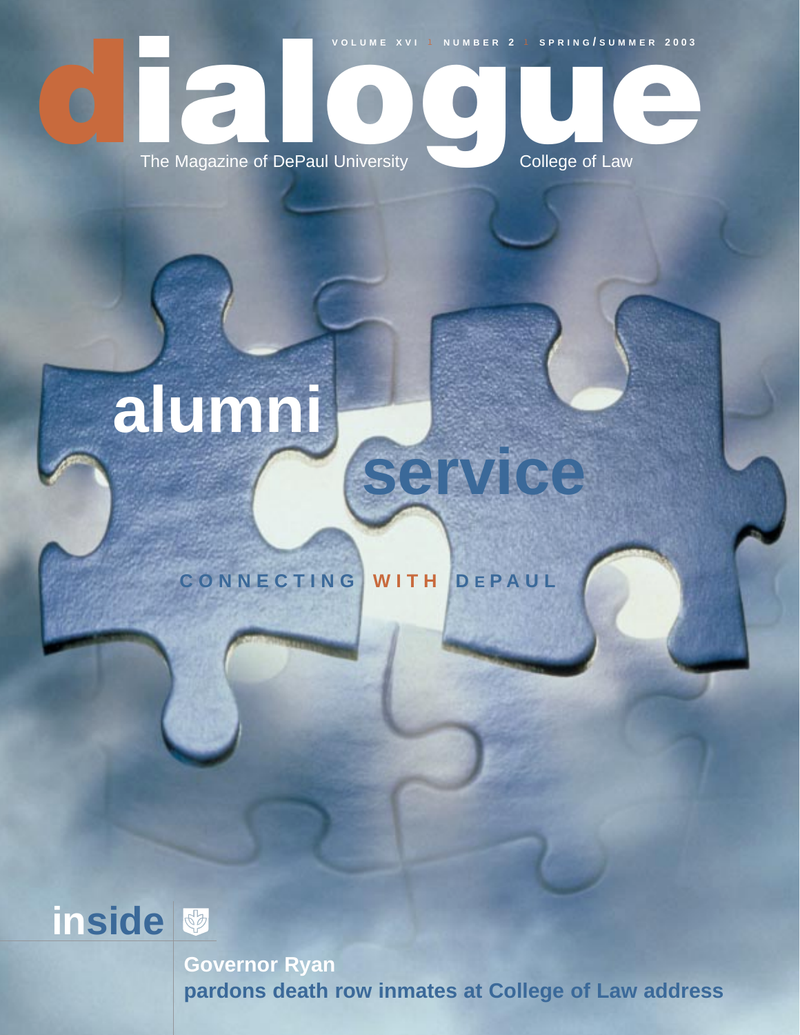VOLUME XVI | NUMBER 2 | SPRING/SUMMER 2003

# dialogue

The Magazine of DePaul University College of Law

## alumni service

CONNECTING WITH DEPAUL

### inside

**Governor Ryan pardons death row inmates at College of Law address**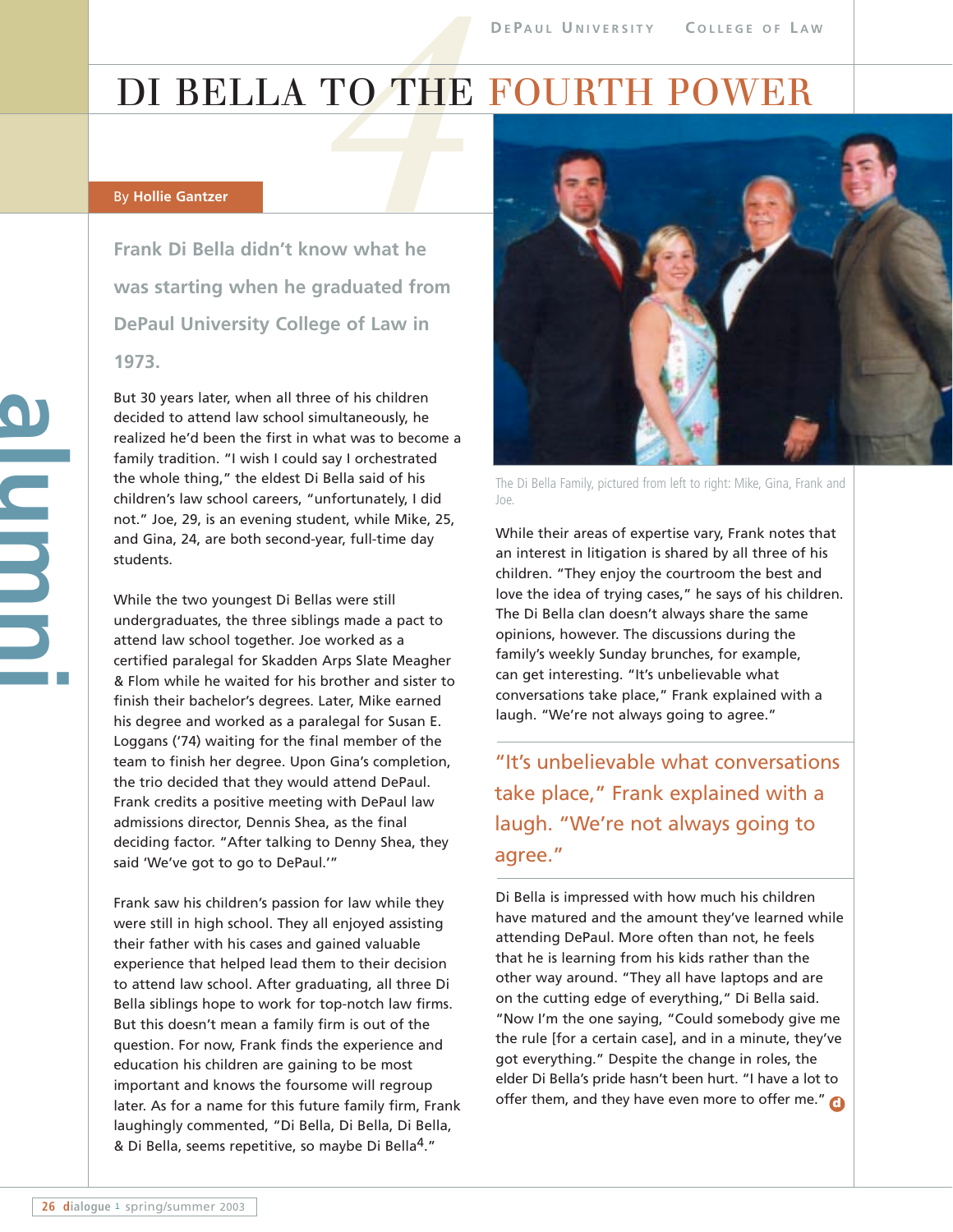# DI BELLA TO THE FOURTH POWER

By **Hollie Gantzer**

**Frank Di Bella didn't know what he was starting when he graduated from DePaul University College of Law in 1973.**

But 30 years later, when all three of his children decided to attend law school simultaneously, he realized he'd been the first in what was to become a family tradition. "I wish I could say I orchestrated the whole thing," the eldest Di Bella said of his children's law school careers, "unfortunately, I did not." Joe, 29, is an evening student, while Mike, 25, and Gina, 24, are both second-year, full-time day students.

While the two youngest Di Bellas were still undergraduates, the three siblings made a pact to attend law school together. Joe worked as a certified paralegal for Skadden Arps Slate Meagher & Flom while he waited for his brother and sister to finish their bachelor's degrees. Later, Mike earned his degree and worked as a paralegal for Susan E. Loggans ('74) waiting for the final member of the team to finish her degree. Upon Gina's completion, the trio decided that they would attend DePaul. Frank credits a positive meeting with DePaul law admissions director, Dennis Shea, as the final deciding factor. "After talking to Denny Shea, they said 'We've got to go to DePaul.'"

Frank saw his children's passion for law while they were still in high school. They all enjoyed assisting their father with his cases and gained valuable experience that helped lead them to their decision to attend law school. After graduating, all three Di Bella siblings hope to work for top-notch law firms. But this doesn't mean a family firm is out of the question. For now, Frank finds the experience and education his children are gaining to be most important and knows the foursome will regroup later. As for a name for this future family firm, Frank laughingly commented, "Di Bella, Di Bella, Di Bella, & Di Bella, seems repetitive, so maybe Di Bella$^4$."

The Di Bella Family, pictured from left to right: Mike, Gina, Frank and Joe.

While their areas of expertise vary, Frank notes that an interest in litigation is shared by all three of his children. "They enjoy the courtroom the best and love the idea of trying cases," he says of his children. The Di Bella clan doesn't always share the same opinions, however. The discussions during the family's weekly Sunday brunches, for example, can get interesting. "It's unbelievable what conversations take place," Frank explained with a laugh. "We're not always going to agree."

> "It's unbelievable what conversations take place," Frank explained with a laugh. "We're not always going to agree."

Di Bella is impressed with how much his children have matured and the amount they've learned while attending DePaul. More often than not, he feels that he is learning from his kids rather than the other way around. "They all have laptops and are on the cutting edge of everything," Di Bella said. "Now I'm the one saying, "Could somebody give me the rule [for a certain case], and in a minute, they've got everything." Despite the change in roles, the elder Di Bella's pride hasn't been hurt. "I have a lot to offer them, and they have even more to offer me."